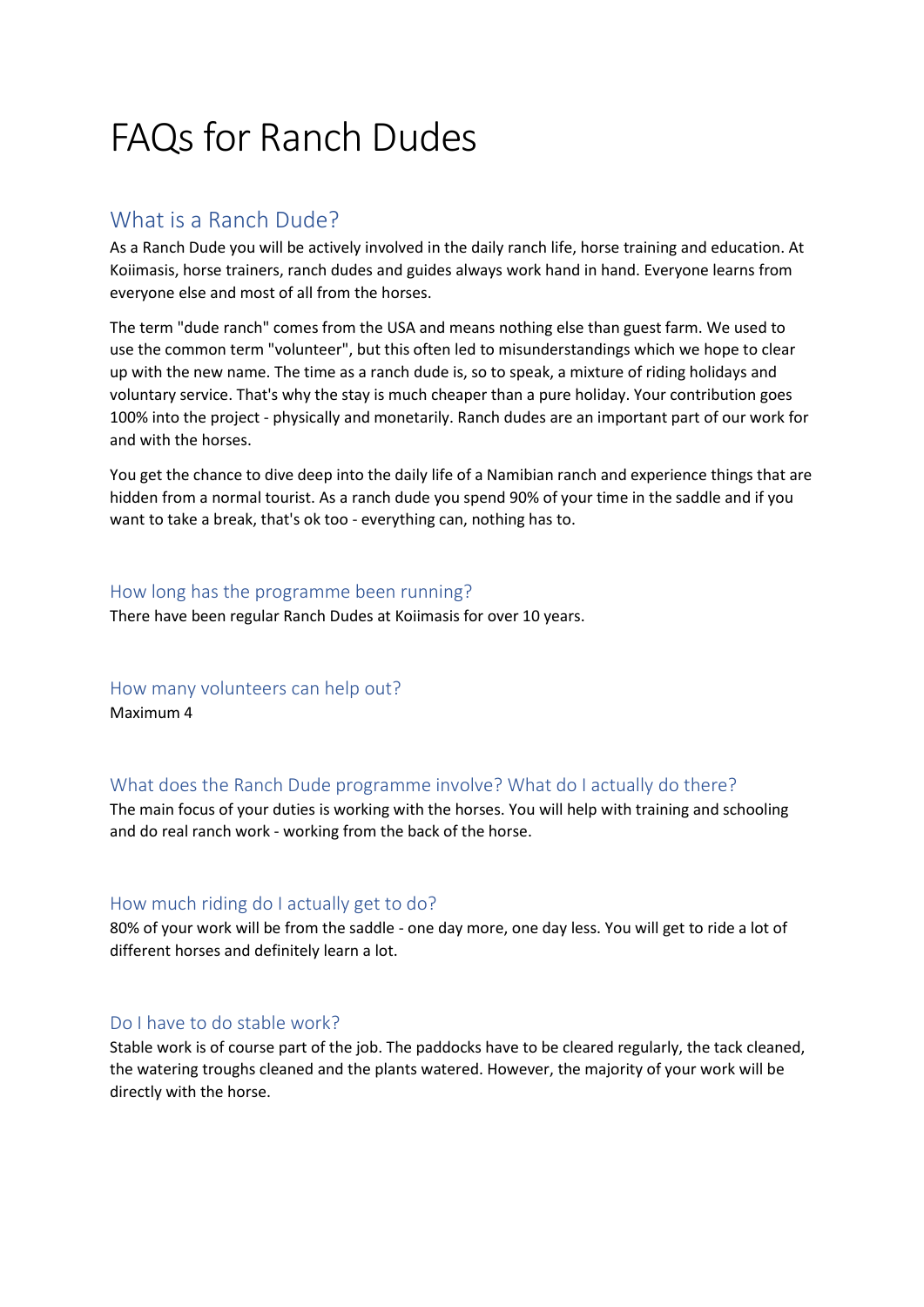# FAQs for Ranch Dudes

## What is a Ranch Dude?

As a Ranch Dude you will be actively involved in the daily ranch life, horse training and education. At Koiimasis, horse trainers, ranch dudes and guides always work hand in hand. Everyone learns from everyone else and most of all from the horses.

The term "dude ranch" comes from the USA and means nothing else than guest farm. We used to use the common term "volunteer", but this often led to misunderstandings which we hope to clear up with the new name. The time as a ranch dude is, so to speak, a mixture of riding holidays and voluntary service. That's why the stay is much cheaper than a pure holiday. Your contribution goes 100% into the project - physically and monetarily. Ranch dudes are an important part of our work for and with the horses.

You get the chance to dive deep into the daily life of a Namibian ranch and experience things that are hidden from a normal tourist. As a ranch dude you spend 90% of your time in the saddle and if you want to take a break, that's ok too - everything can, nothing has to.

### How long has the programme been running?

There have been regular Ranch Dudes at Koiimasis for over 10 years.

### How many volunteers can help out?

Maximum 4

### What does the Ranch Dude programme involve? What do I actually do there?

The main focus of your duties is working with the horses. You will help with training and schooling and do real ranch work - working from the back of the horse.

### How much riding do I actually get to do?

80% of your work will be from the saddle - one day more, one day less. You will get to ride a lot of different horses and definitely learn a lot.

### Do I have to do stable work?

Stable work is of course part of the job. The paddocks have to be cleared regularly, the tack cleaned, the watering troughs cleaned and the plants watered. However, the majority of your work will be directly with the horse.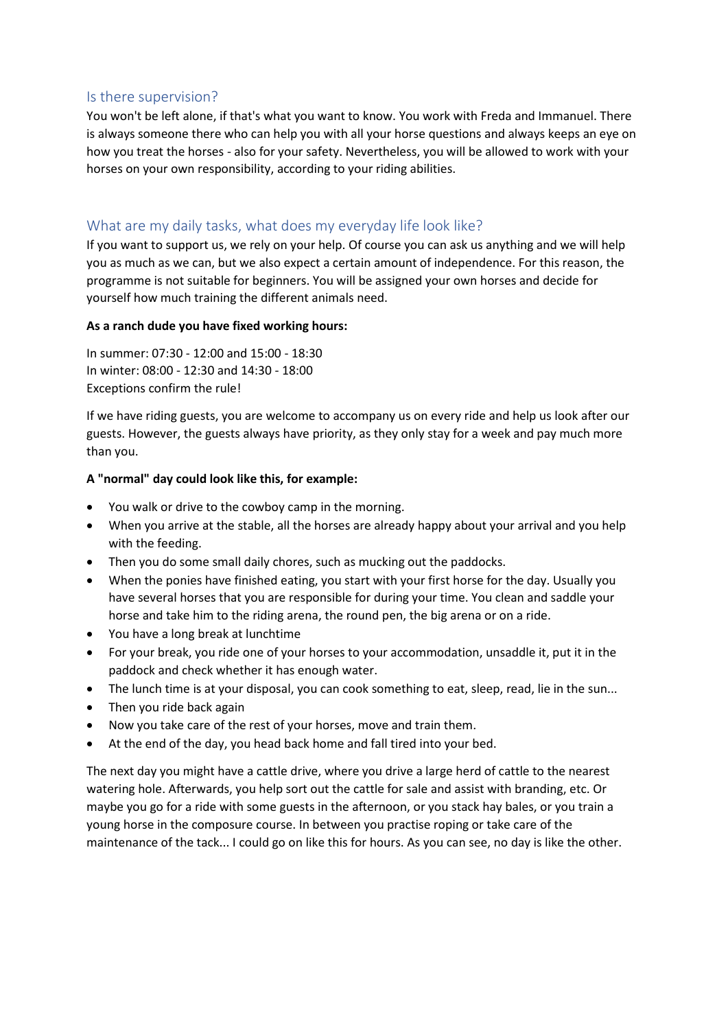## Is there supervision?

You won't be left alone, if that's what you want to know. You work with Freda and Immanuel. There is always someone there who can help you with all your horse questions and always keeps an eye on how you treat the horses - also for your safety. Nevertheless, you will be allowed to work with your horses on your own responsibility, according to your riding abilities.

## What are my daily tasks, what does my everyday life look like?

If you want to support us, we rely on your help. Of course you can ask us anything and we will help you as much as we can, but we also expect a certain amount of independence. For this reason, the programme is not suitable for beginners. You will be assigned your own horses and decide for yourself how much training the different animals need.

**As a ranch dude you have fixed working hours:**

In summer: 07:30 - 12:00 and 15:00 - 18:30
In winter: 08:00 - 12:30 and 14:30 - 18:00
Exceptions confirm the rule!

If we have riding guests, you are welcome to accompany us on every ride and help us look after our guests. However, the guests always have priority, as they only stay for a week and pay much more than you.

**A "normal" day could look like this, for example:**

- You walk or drive to the cowboy camp in the morning.
- When you arrive at the stable, all the horses are already happy about your arrival and you help with the feeding.
- Then you do some small daily chores, such as mucking out the paddocks.
- When the ponies have finished eating, you start with your first horse for the day. Usually you have several horses that you are responsible for during your time. You clean and saddle your horse and take him to the riding arena, the round pen, the big arena or on a ride.
- You have a long break at lunchtime
- For your break, you ride one of your horses to your accommodation, unsaddle it, put it in the paddock and check whether it has enough water.
- The lunch time is at your disposal, you can cook something to eat, sleep, read, lie in the sun...
- Then you ride back again
- Now you take care of the rest of your horses, move and train them.
- At the end of the day, you head back home and fall tired into your bed.

The next day you might have a cattle drive, where you drive a large herd of cattle to the nearest watering hole. Afterwards, you help sort out the cattle for sale and assist with branding, etc. Or maybe you go for a ride with some guests in the afternoon, or you stack hay bales, or you train a young horse in the composure course. In between you practise roping or take care of the maintenance of the tack... I could go on like this for hours. As you can see, no day is like the other.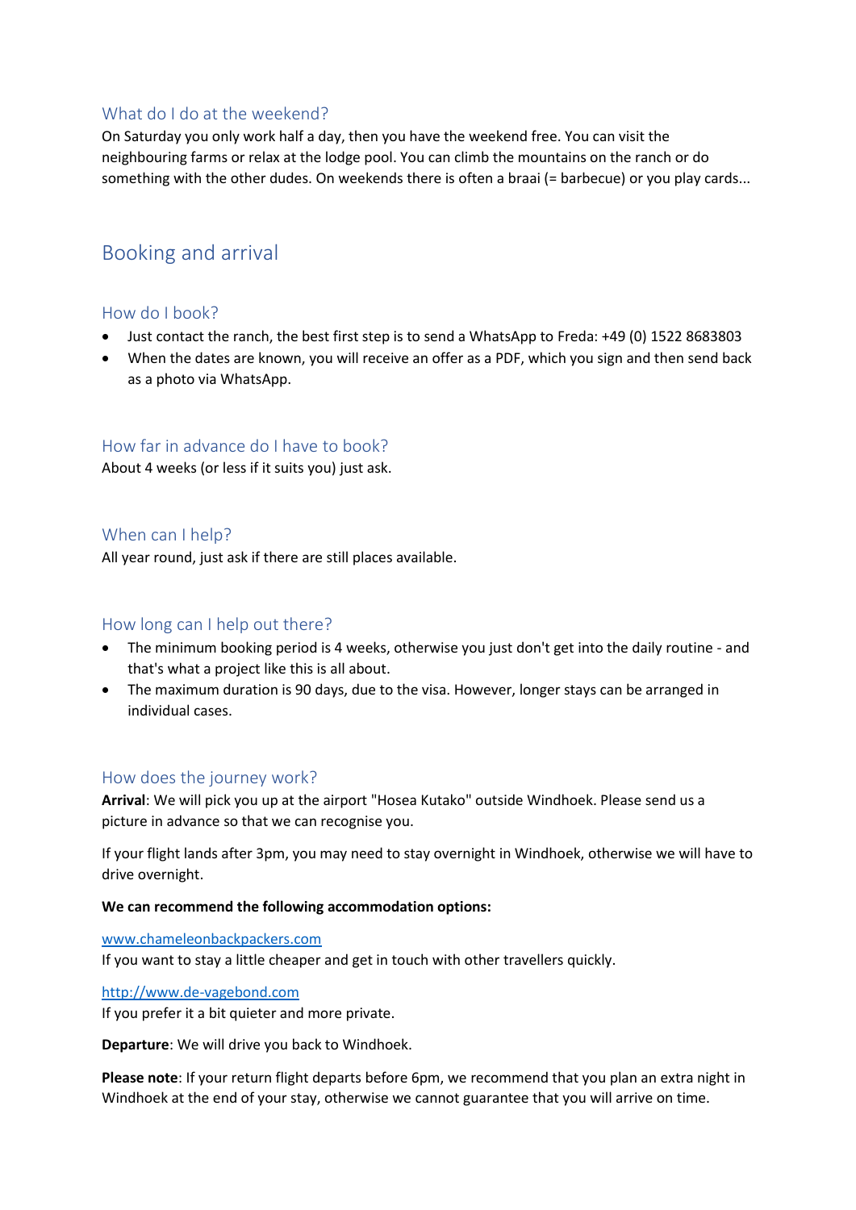### What do I do at the weekend?

On Saturday you only work half a day, then you have the weekend free. You can visit the neighbouring farms or relax at the lodge pool. You can climb the mountains on the ranch or do something with the other dudes. On weekends there is often a braai (= barbecue) or you play cards...

## Booking and arrival

### How do I book?

- Just contact the ranch, the best first step is to send a WhatsApp to Freda: +49 (0) 1522 8683803
- When the dates are known, you will receive an offer as a PDF, which you sign and then send back as a photo via WhatsApp.

### How far in advance do I have to book?

About 4 weeks (or less if it suits you) just ask.

### When can I help?

All year round, just ask if there are still places available.

### How long can I help out there?

- The minimum booking period is 4 weeks, otherwise you just don't get into the daily routine - and that's what a project like this is all about.
- The maximum duration is 90 days, due to the visa. However, longer stays can be arranged in individual cases.

### How does the journey work?

**Arrival**: We will pick you up at the airport "Hosea Kutako" outside Windhoek. Please send us a picture in advance so that we can recognise you.

If your flight lands after 3pm, you may need to stay overnight in Windhoek, otherwise we will have to drive overnight.

**We can recommend the following accommodation options:**

[www.chameleonbackpackers.com](http://www.chameleonbackpackers.com)
If you want to stay a little cheaper and get in touch with other travellers quickly.

[http://www.de-vagebond.com](http://www.de-vagebond.com)
If you prefer it a bit quieter and more private.

**Departure**: We will drive you back to Windhoek.

**Please note**: If your return flight departs before 6pm, we recommend that you plan an extra night in Windhoek at the end of your stay, otherwise we cannot guarantee that you will arrive on time.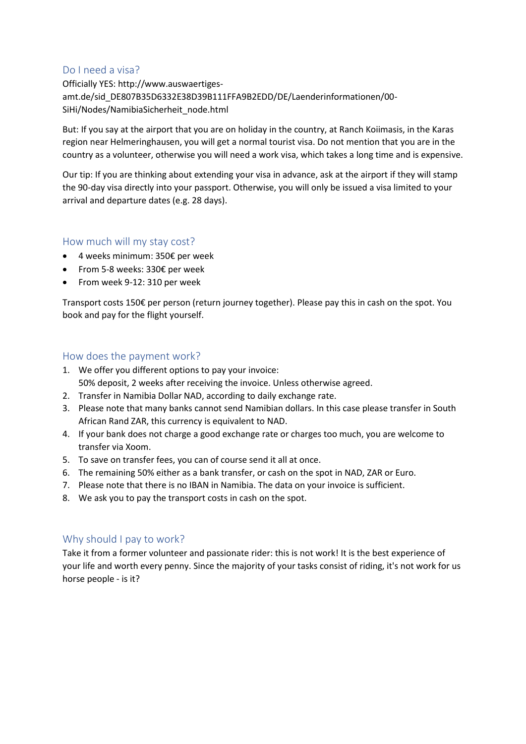## Do I need a visa?

Officially YES: http://www.auswaertiges-amt.de/sid_DE807B35D6332E38D39B111FFA9B2EDD/DE/Laenderinformationen/00-SiHi/Nodes/NamibiaSicherheit_node.html

But: If you say at the airport that you are on holiday in the country, at Ranch Koiimasis, in the Karas region near Helmeringhausen, you will get a normal tourist visa. Do not mention that you are in the country as a volunteer, otherwise you will need a work visa, which takes a long time and is expensive.

Our tip: If you are thinking about extending your visa in advance, ask at the airport if they will stamp the 90-day visa directly into your passport. Otherwise, you will only be issued a visa limited to your arrival and departure dates (e.g. 28 days).

## How much will my stay cost?

- 4 weeks minimum: 350€ per week
- From 5-8 weeks: 330€ per week
- From week 9-12: 310 per week

Transport costs 150€ per person (return journey together). Please pay this in cash on the spot. You book and pay for the flight yourself.

## How does the payment work?

1. We offer you different options to pay your invoice:
   50% deposit, 2 weeks after receiving the invoice. Unless otherwise agreed.
2. Transfer in Namibia Dollar NAD, according to daily exchange rate.
3. Please note that many banks cannot send Namibian dollars. In this case please transfer in South African Rand ZAR, this currency is equivalent to NAD.
4. If your bank does not charge a good exchange rate or charges too much, you are welcome to transfer via Xoom.
5. To save on transfer fees, you can of course send it all at once.
6. The remaining 50% either as a bank transfer, or cash on the spot in NAD, ZAR or Euro.
7. Please note that there is no IBAN in Namibia. The data on your invoice is sufficient.
8. We ask you to pay the transport costs in cash on the spot.

## Why should I pay to work?

Take it from a former volunteer and passionate rider: this is not work! It is the best experience of your life and worth every penny. Since the majority of your tasks consist of riding, it's not work for us horse people - is it?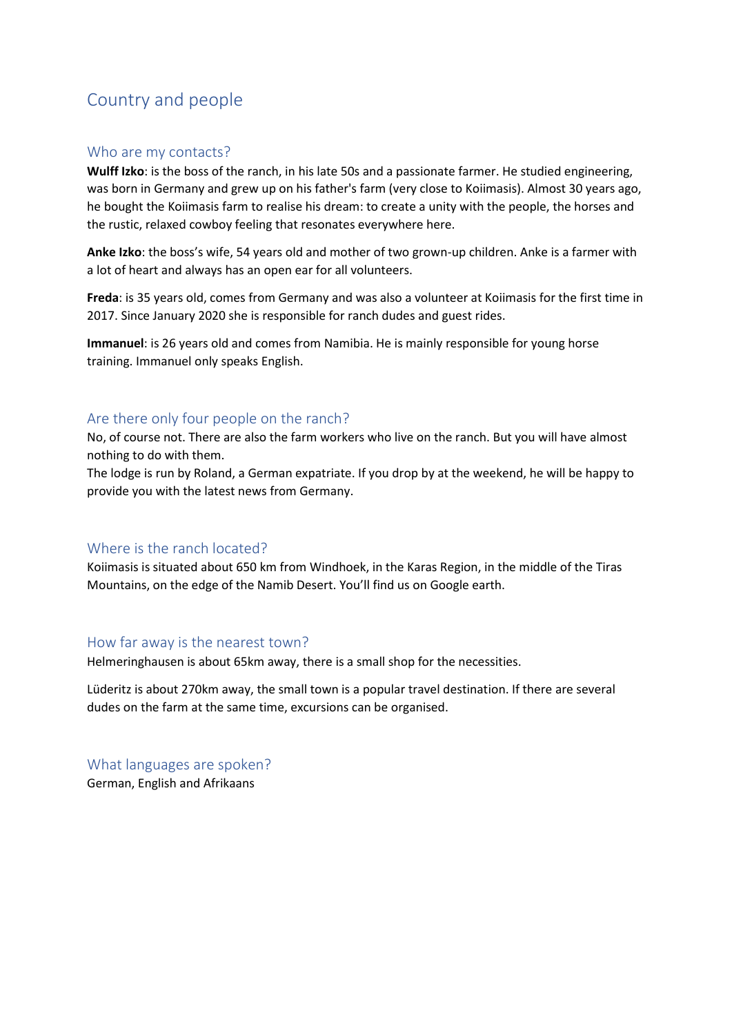# Country and people

## Who are my contacts?

**Wulff Izko**: is the boss of the ranch, in his late 50s and a passionate farmer. He studied engineering, was born in Germany and grew up on his father's farm (very close to Koiimasis). Almost 30 years ago, he bought the Koiimasis farm to realise his dream: to create a unity with the people, the horses and the rustic, relaxed cowboy feeling that resonates everywhere here.

**Anke Izko**: the boss's wife, 54 years old and mother of two grown-up children. Anke is a farmer with a lot of heart and always has an open ear for all volunteers.

**Freda**: is 35 years old, comes from Germany and was also a volunteer at Koiimasis for the first time in 2017. Since January 2020 she is responsible for ranch dudes and guest rides.

**Immanuel**: is 26 years old and comes from Namibia. He is mainly responsible for young horse training. Immanuel only speaks English.

## Are there only four people on the ranch?

No, of course not. There are also the farm workers who live on the ranch. But you will have almost nothing to do with them.
The lodge is run by Roland, a German expatriate. If you drop by at the weekend, he will be happy to provide you with the latest news from Germany.

## Where is the ranch located?

Koiimasis is situated about 650 km from Windhoek, in the Karas Region, in the middle of the Tiras Mountains, on the edge of the Namib Desert. You'll find us on Google earth.

## How far away is the nearest town?

Helmeringhausen is about 65km away, there is a small shop for the necessities.

Lüderitz is about 270km away, the small town is a popular travel destination. If there are several dudes on the farm at the same time, excursions can be organised.

## What languages are spoken?

German, English and Afrikaans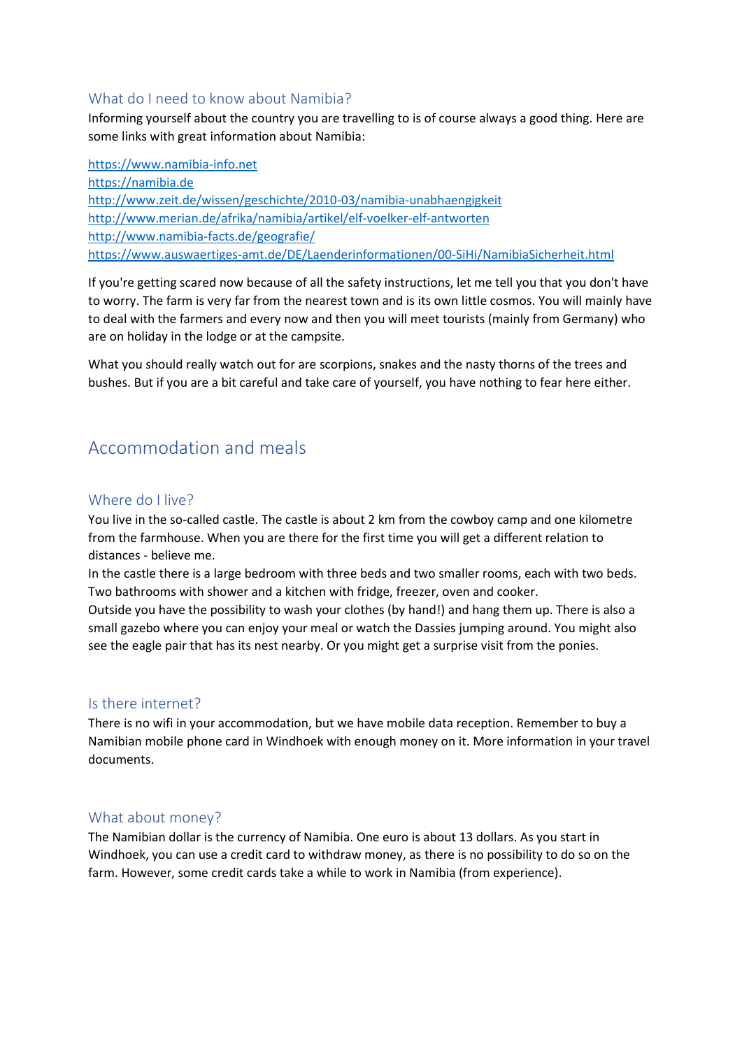### What do I need to know about Namibia?

Informing yourself about the country you are travelling to is of course always a good thing. Here are some links with great information about Namibia:

https://www.namibia-info.net
https://namibia.de
http://www.zeit.de/wissen/geschichte/2010-03/namibia-unabhaengigkeit
http://www.merian.de/afrika/namibia/artikel/elf-voelker-elf-antworten
http://www.namibia-facts.de/geografie/
https://www.auswaertiges-amt.de/DE/Laenderinformationen/00-SiHi/NamibiaSicherheit.html

If you're getting scared now because of all the safety instructions, let me tell you that you don't have to worry. The farm is very far from the nearest town and is its own little cosmos. You will mainly have to deal with the farmers and every now and then you will meet tourists (mainly from Germany) who are on holiday in the lodge or at the campsite.

What you should really watch out for are scorpions, snakes and the nasty thorns of the trees and bushes. But if you are a bit careful and take care of yourself, you have nothing to fear here either.

## Accommodation and meals

### Where do I live?

You live in the so-called castle. The castle is about 2 km from the cowboy camp and one kilometre from the farmhouse. When you are there for the first time you will get a different relation to distances - believe me.
In the castle there is a large bedroom with three beds and two smaller rooms, each with two beds. Two bathrooms with shower and a kitchen with fridge, freezer, oven and cooker.
Outside you have the possibility to wash your clothes (by hand!) and hang them up. There is also a small gazebo where you can enjoy your meal or watch the Dassies jumping around. You might also see the eagle pair that has its nest nearby. Or you might get a surprise visit from the ponies.

### Is there internet?

There is no wifi in your accommodation, but we have mobile data reception. Remember to buy a Namibian mobile phone card in Windhoek with enough money on it. More information in your travel documents.

### What about money?

The Namibian dollar is the currency of Namibia. One euro is about 13 dollars. As you start in Windhoek, you can use a credit card to withdraw money, as there is no possibility to do so on the farm. However, some credit cards take a while to work in Namibia (from experience).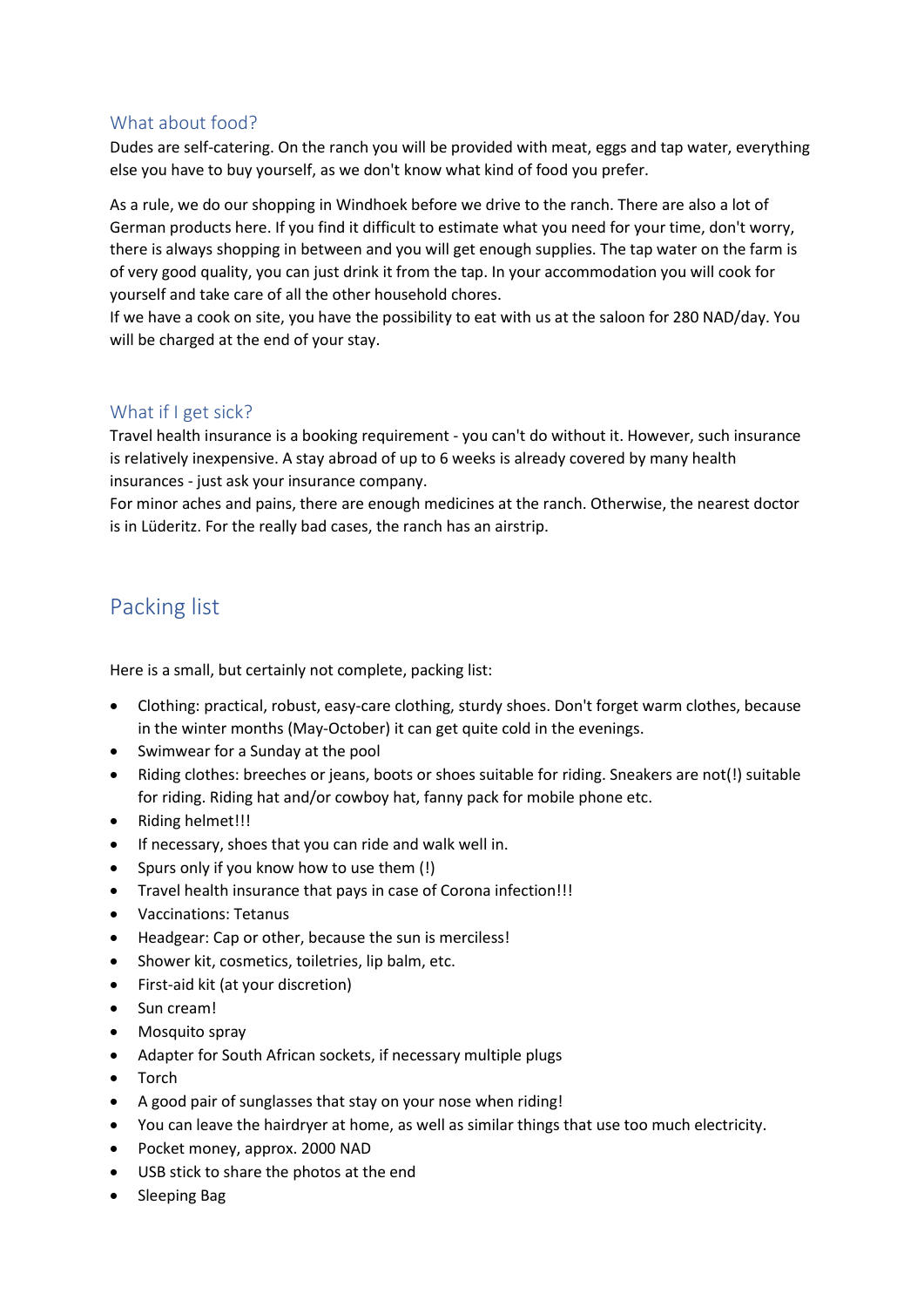### What about food?

Dudes are self-catering. On the ranch you will be provided with meat, eggs and tap water, everything else you have to buy yourself, as we don't know what kind of food you prefer.

As a rule, we do our shopping in Windhoek before we drive to the ranch. There are also a lot of German products here. If you find it difficult to estimate what you need for your time, don't worry, there is always shopping in between and you will get enough supplies. The tap water on the farm is of very good quality, you can just drink it from the tap. In your accommodation you will cook for yourself and take care of all the other household chores.
If we have a cook on site, you have the possibility to eat with us at the saloon for 280 NAD/day. You will be charged at the end of your stay.

### What if I get sick?

Travel health insurance is a booking requirement - you can't do without it. However, such insurance is relatively inexpensive. A stay abroad of up to 6 weeks is already covered by many health insurances - just ask your insurance company.
For minor aches and pains, there are enough medicines at the ranch. Otherwise, the nearest doctor is in Lüderitz. For the really bad cases, the ranch has an airstrip.

## Packing list

Here is a small, but certainly not complete, packing list:

- Clothing: practical, robust, easy-care clothing, sturdy shoes. Don't forget warm clothes, because in the winter months (May-October) it can get quite cold in the evenings.
- Swimwear for a Sunday at the pool
- Riding clothes: breeches or jeans, boots or shoes suitable for riding. Sneakers are not(!) suitable for riding. Riding hat and/or cowboy hat, fanny pack for mobile phone etc.
- Riding helmet!!!
- If necessary, shoes that you can ride and walk well in.
- Spurs only if you know how to use them (!)
- Travel health insurance that pays in case of Corona infection!!!
- Vaccinations: Tetanus
- Headgear: Cap or other, because the sun is merciless!
- Shower kit, cosmetics, toiletries, lip balm, etc.
- First-aid kit (at your discretion)
- Sun cream!
- Mosquito spray
- Adapter for South African sockets, if necessary multiple plugs
- Torch
- A good pair of sunglasses that stay on your nose when riding!
- You can leave the hairdryer at home, as well as similar things that use too much electricity.
- Pocket money, approx. 2000 NAD
- USB stick to share the photos at the end
- Sleeping Bag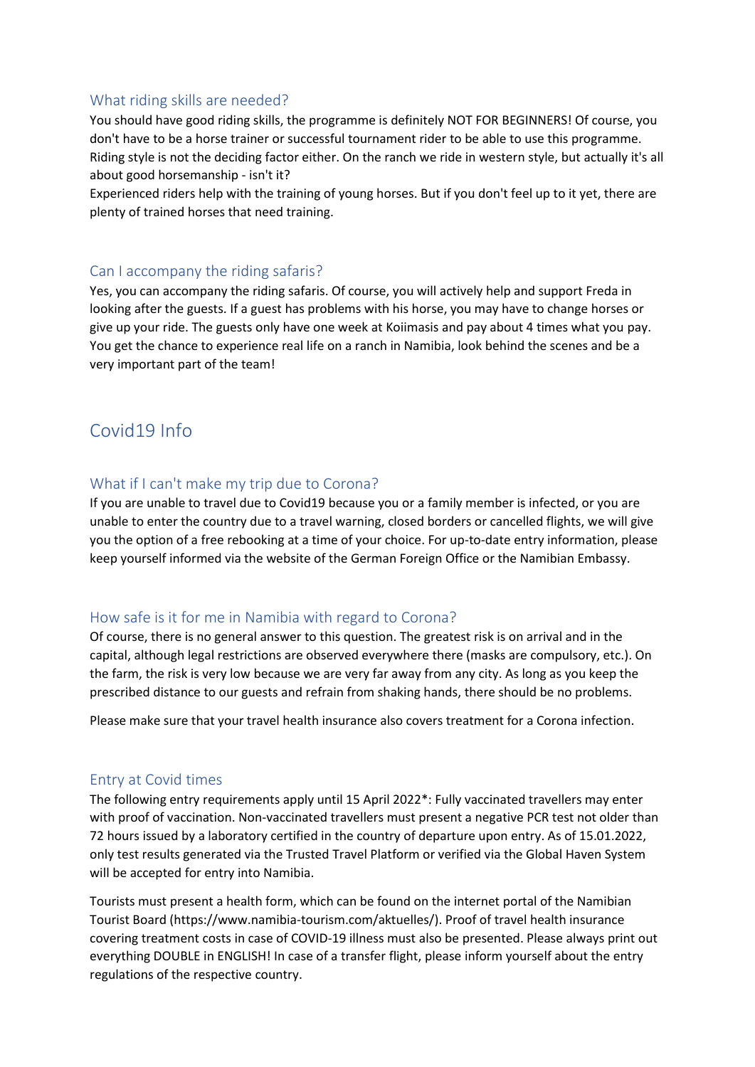### What riding skills are needed?

You should have good riding skills, the programme is definitely NOT FOR BEGINNERS! Of course, you don't have to be a horse trainer or successful tournament rider to be able to use this programme. Riding style is not the deciding factor either. On the ranch we ride in western style, but actually it's all about good horsemanship - isn't it?

Experienced riders help with the training of young horses. But if you don't feel up to it yet, there are plenty of trained horses that need training.

### Can I accompany the riding safaris?

Yes, you can accompany the riding safaris. Of course, you will actively help and support Freda in looking after the guests. If a guest has problems with his horse, you may have to change horses or give up your ride. The guests only have one week at Koiimasis and pay about 4 times what you pay. You get the chance to experience real life on a ranch in Namibia, look behind the scenes and be a very important part of the team!

## Covid19 Info

### What if I can't make my trip due to Corona?

If you are unable to travel due to Covid19 because you or a family member is infected, or you are unable to enter the country due to a travel warning, closed borders or cancelled flights, we will give you the option of a free rebooking at a time of your choice. For up-to-date entry information, please keep yourself informed via the website of the German Foreign Office or the Namibian Embassy.

### How safe is it for me in Namibia with regard to Corona?

Of course, there is no general answer to this question. The greatest risk is on arrival and in the capital, although legal restrictions are observed everywhere there (masks are compulsory, etc.). On the farm, the risk is very low because we are very far away from any city. As long as you keep the prescribed distance to our guests and refrain from shaking hands, there should be no problems.

Please make sure that your travel health insurance also covers treatment for a Corona infection.

### Entry at Covid times

The following entry requirements apply until 15 April 2022*: Fully vaccinated travellers may enter with proof of vaccination. Non-vaccinated travellers must present a negative PCR test not older than 72 hours issued by a laboratory certified in the country of departure upon entry. As of 15.01.2022, only test results generated via the Trusted Travel Platform or verified via the Global Haven System will be accepted for entry into Namibia.

Tourists must present a health form, which can be found on the internet portal of the Namibian Tourist Board (https://www.namibia-tourism.com/aktuelles/). Proof of travel health insurance covering treatment costs in case of COVID-19 illness must also be presented. Please always print out everything DOUBLE in ENGLISH! In case of a transfer flight, please inform yourself about the entry regulations of the respective country.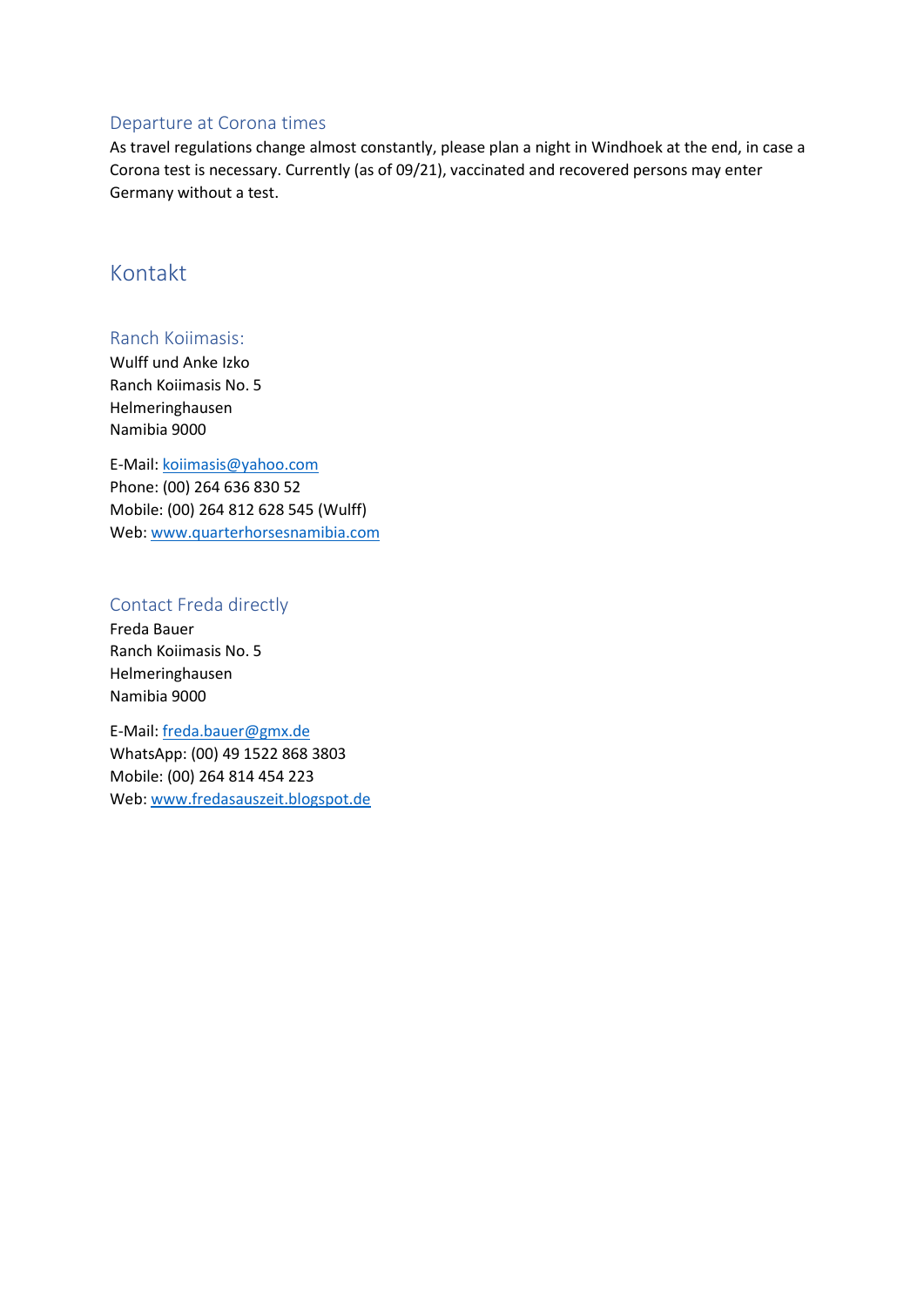### Departure at Corona times

As travel regulations change almost constantly, please plan a night in Windhoek at the end, in case a Corona test is necessary. Currently (as of 09/21), vaccinated and recovered persons may enter Germany without a test.

## Kontakt

### Ranch Koiimasis:

Wulff und Anke Izko  
Ranch Koiimasis No. 5  
Helmeringhausen  
Namibia 9000

E-Mail: koiimasis@yahoo.com  
Phone: (00) 264 636 830 52  
Mobile: (00) 264 812 628 545 (Wulff)  
Web: www.quarterhorsesnamibia.com

### Contact Freda directly

Freda Bauer  
Ranch Koiimasis No. 5  
Helmeringhausen  
Namibia 9000

E-Mail: freda.bauer@gmx.de  
WhatsApp: (00) 49 1522 868 3803  
Mobile: (00) 264 814 454 223  
Web: www.fredasauszeit.blogspot.de